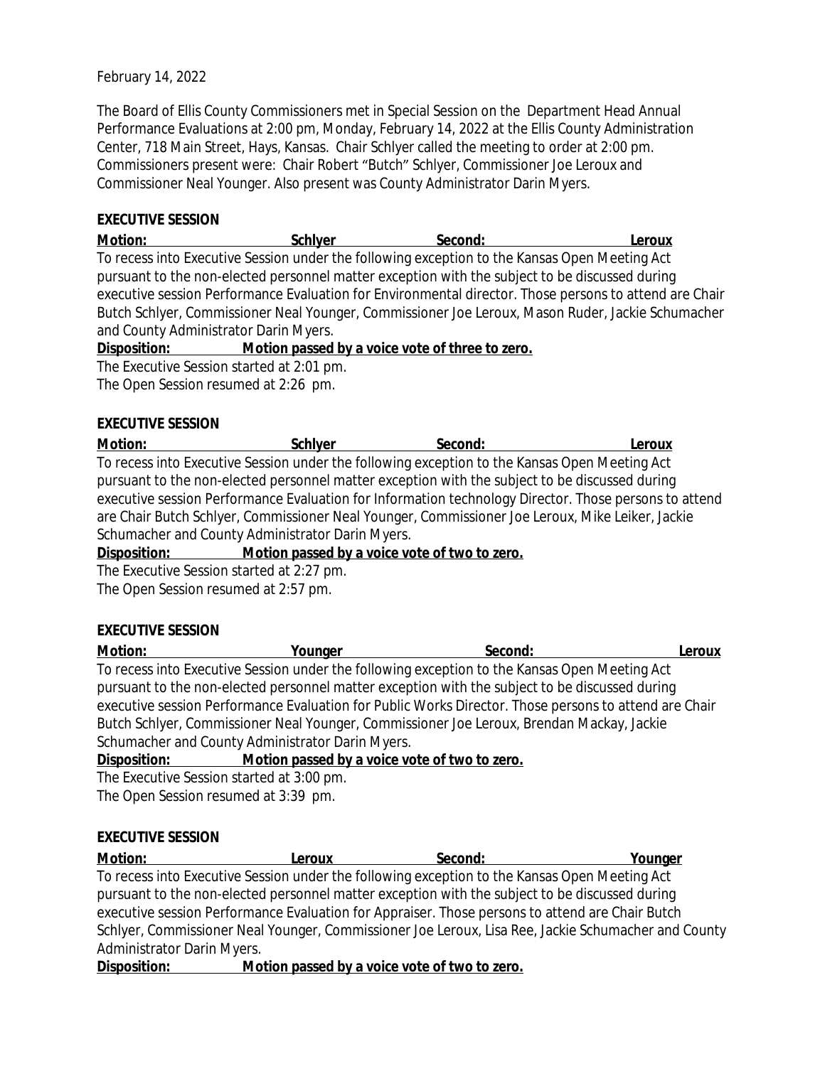February 14, 2022

The Board of Ellis County Commissioners met in Special Session on the Department Head Annual Performance Evaluations at 2:00 pm, Monday, February 14, 2022 at the Ellis County Administration Center, 718 Main Street, Hays, Kansas. Chair Schlyer called the meeting to order at 2:00 pm. Commissioners present were: Chair Robert "Butch" Schlyer, Commissioner Joe Leroux and Commissioner Neal Younger. Also present was County Administrator Darin Myers.

**EXECUTIVE SESSION**

**Motion: Schlyer Second: Leroux**

To recess into Executive Session under the following exception to the Kansas Open Meeting Act pursuant to the non-elected personnel matter exception with the subject to be discussed during executive session Performance Evaluation for Environmental director. Those persons to attend are Chair Butch Schlyer, Commissioner Neal Younger, Commissioner Joe Leroux, Mason Ruder, Jackie Schumacher and County Administrator Darin Myers.

**Disposition: Motion passed by a voice vote of three to zero.**

The Executive Session started at 2:01 pm.
The Open Session resumed at 2:26 pm.

**EXECUTIVE SESSION**

**Motion: Schlyer Second: Leroux**

To recess into Executive Session under the following exception to the Kansas Open Meeting Act pursuant to the non-elected personnel matter exception with the subject to be discussed during executive session Performance Evaluation for Information technology Director. Those persons to attend are Chair Butch Schlyer, Commissioner Neal Younger, Commissioner Joe Leroux, Mike Leiker, Jackie Schumacher and County Administrator Darin Myers.

**Disposition: Motion passed by a voice vote of two to zero.**

The Executive Session started at 2:27 pm.
The Open Session resumed at 2:57 pm.

**EXECUTIVE SESSION**

**Motion: Younger Second: Leroux**

To recess into Executive Session under the following exception to the Kansas Open Meeting Act pursuant to the non-elected personnel matter exception with the subject to be discussed during executive session Performance Evaluation for Public Works Director. Those persons to attend are Chair Butch Schlyer, Commissioner Neal Younger, Commissioner Joe Leroux, Brendan Mackay, Jackie Schumacher and County Administrator Darin Myers.

**Disposition: Motion passed by a voice vote of two to zero.**

The Executive Session started at 3:00 pm.
The Open Session resumed at 3:39 pm.

**EXECUTIVE SESSION**

**Motion: Leroux Second: Younger**

To recess into Executive Session under the following exception to the Kansas Open Meeting Act pursuant to the non-elected personnel matter exception with the subject to be discussed during executive session Performance Evaluation for Appraiser. Those persons to attend are Chair Butch Schlyer, Commissioner Neal Younger, Commissioner Joe Leroux, Lisa Ree, Jackie Schumacher and County Administrator Darin Myers.

**Disposition: Motion passed by a voice vote of two to zero.**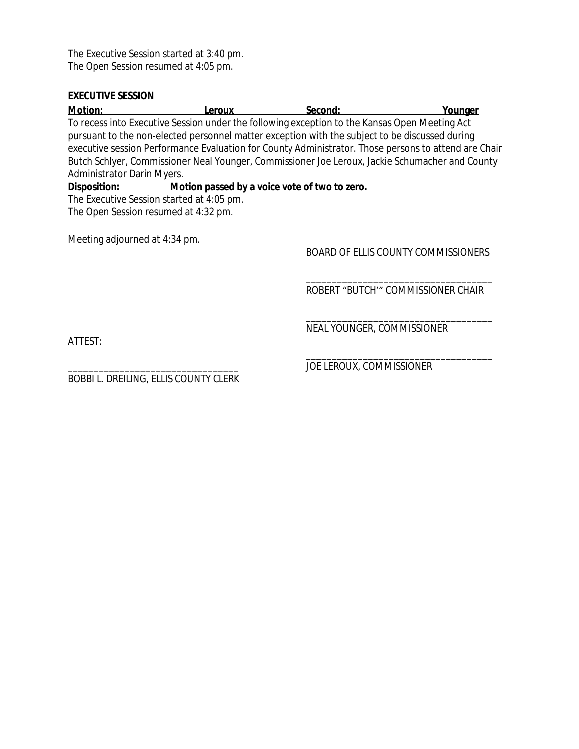The Executive Session started at 3:40 pm.
The Open Session resumed at 4:05 pm.

**EXECUTIVE SESSION**

**Motion: Leroux Second: Younger**

To recess into Executive Session under the following exception to the Kansas Open Meeting Act pursuant to the non-elected personnel matter exception with the subject to be discussed during executive session Performance Evaluation for County Administrator. Those persons to attend are Chair Butch Schlyer, Commissioner Neal Younger, Commissioner Joe Leroux, Jackie Schumacher and County Administrator Darin Myers.

**Disposition: Motion passed by a voice vote of two to zero.**

The Executive Session started at 4:05 pm.
The Open Session resumed at 4:32 pm.

Meeting adjourned at 4:34 pm.

BOARD OF ELLIS COUNTY COMMISSIONERS

____________________________________
ROBERT "BUTCH'" COMMISSIONER CHAIR

____________________________________
NEAL YOUNGER, COMMISSIONER

ATTEST:

____________________________________
JOE LEROUX, COMMISSIONER

________________________________
BOBBI L. DREILING, ELLIS COUNTY CLERK